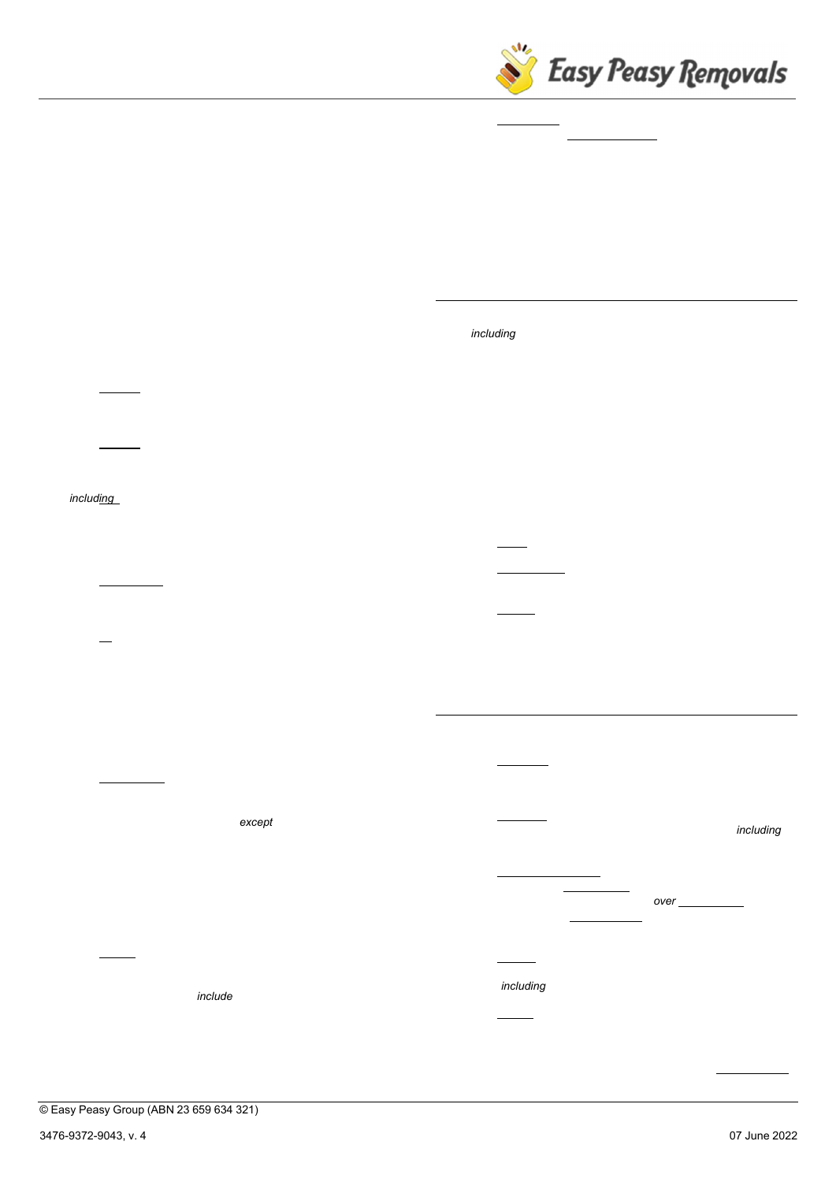*including*

*except*

*include*

*including*

*including*

*over*

*including*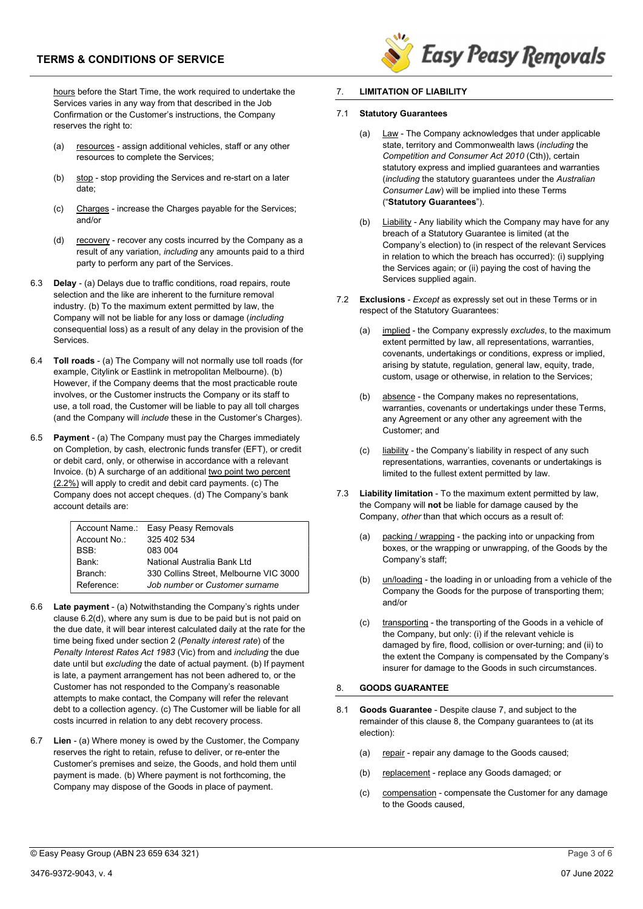hours before the Start Time, the work required to undertake the Services varies in any way from that described in the Job Confirmation or the Customer's instructions, the Company reserves the right to:

(a) resources - assign additional vehicles, staff or any other resources to complete the Services;

(b) stop - stop providing the Services and re-start on a later date;

(c) Charges - increase the Charges payable for the Services; and/or

(d) recovery - recover any costs incurred by the Company as a result of any variation, *including* any amounts paid to a third party to perform any part of the Services.

6.3 **Delay** - (a) Delays due to traffic conditions, road repairs, route selection and the like are inherent to the furniture removal industry. (b) To the maximum extent permitted by law, the Company will not be liable for any loss or damage (*including* consequential loss) as a result of any delay in the provision of the Services.

6.4 **Toll roads** - (a) The Company will not normally use toll roads (for example, Citylink or Eastlink in metropolitan Melbourne). (b) However, if the Company deems that the most practicable route involves, or the Customer instructs the Company or its staff to use, a toll road, the Customer will be liable to pay all toll charges (and the Company will *include* these in the Customer's Charges).

6.5 **Payment** - (a) The Company must pay the Charges immediately on Completion, by cash, electronic funds transfer (EFT), or credit or debit card, only, or otherwise in accordance with a relevant Invoice. (b) A surcharge of an additional two point two percent (2.2%) will apply to credit and debit card payments. (c) The Company does not accept cheques. (d) The Company's bank account details are:

| | |
|---|---|
| Account Name.: | Easy Peasy Removals |
| Account No.: | 325 402 534 |
| BSB: | 083 004 |
| Bank: | National Australia Bank Ltd |
| Branch: | 330 Collins Street, Melbourne VIC 3000 |
| Reference: | *Job number* or *Customer surname* |

6.6 **Late payment** - (a) Notwithstanding the Company's rights under clause 6.2(d), where any sum is due to be paid but is not paid on the due date, it will bear interest calculated daily at the rate for the time being fixed under section 2 (*Penalty interest rate*) of the *Penalty Interest Rates Act 1983* (Vic) from and *including* the due date until but *excluding* the date of actual payment. (b) If payment is late, a payment arrangement has not been adhered to, or the Customer has not responded to the Company's reasonable attempts to make contact, the Company will refer the relevant debt to a collection agency. (c) The Customer will be liable for all costs incurred in relation to any debt recovery process.

6.7 **Lien** - (a) Where money is owed by the Customer, the Company reserves the right to retain, refuse to deliver, or re-enter the Customer's premises and seize, the Goods, and hold them until payment is made. (b) Where payment is not forthcoming, the Company may dispose of the Goods in place of payment.

## 7. LIMITATION OF LIABILITY

### 7.1 Statutory Guarantees

(a) Law - The Company acknowledges that under applicable state, territory and Commonwealth laws (*including* the *Competition and Consumer Act 2010* (Cth)), certain statutory express and implied guarantees and warranties (*including* the statutory guarantees under the *Australian Consumer Law*) will be implied into these Terms ("**Statutory Guarantees**").

(b) Liability - Any liability which the Company may have for any breach of a Statutory Guarantee is limited (at the Company's election) to (in respect of the relevant Services in relation to which the breach has occurred): (i) supplying the Services again; or (ii) paying the cost of having the Services supplied again.

7.2 **Exclusions** - *Except* as expressly set out in these Terms or in respect of the Statutory Guarantees:

(a) implied - the Company expressly *excludes*, to the maximum extent permitted by law, all representations, warranties, covenants, undertakings or conditions, express or implied, arising by statute, regulation, general law, equity, trade, custom, usage or otherwise, in relation to the Services;

(b) absence - the Company makes no representations, warranties, covenants or undertakings under these Terms, any Agreement or any other any agreement with the Customer; and

(c) liability - the Company's liability in respect of any such representations, warranties, covenants or undertakings is limited to the fullest extent permitted by law.

7.3 **Liability limitation** - To the maximum extent permitted by law, the Company will **not** be liable for damage caused by the Company, *other* than that which occurs as a result of:

(a) packing / wrapping - the packing into or unpacking from boxes, or the wrapping or unwrapping, of the Goods by the Company's staff;

(b) un/loading - the loading in or unloading from a vehicle of the Company the Goods for the purpose of transporting them; and/or

(c) transporting - the transporting of the Goods in a vehicle of the Company, but only: (i) if the relevant vehicle is damaged by fire, flood, collision or over-turning; and (ii) to the extent the Company is compensated by the Company's insurer for damage to the Goods in such circumstances.

## 8. GOODS GUARANTEE

8.1 **Goods Guarantee** - Despite clause 7, and subject to the remainder of this clause 8, the Company guarantees to (at its election):

(a) repair - repair any damage to the Goods caused;

(b) replacement - replace any Goods damaged; or

(c) compensation - compensate the Customer for any damage to the Goods caused,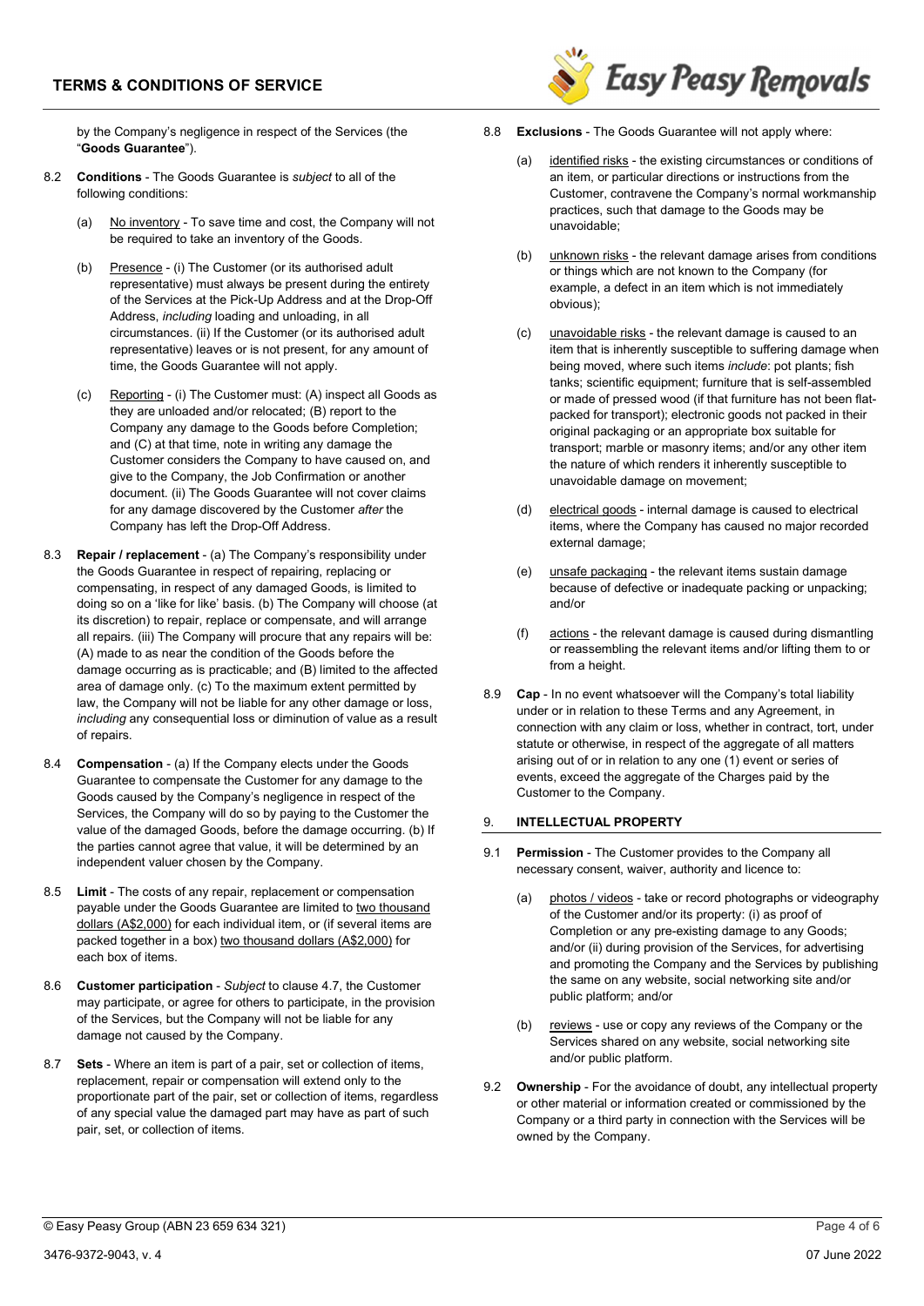by the Company's negligence in respect of the Services (the "**Goods Guarantee**").

8.2 **Conditions** - The Goods Guarantee is *subject* to all of the following conditions:

(a) No inventory - To save time and cost, the Company will not be required to take an inventory of the Goods.

(b) Presence - (i) The Customer (or its authorised adult representative) must always be present during the entirety of the Services at the Pick-Up Address and at the Drop-Off Address, *including* loading and unloading, in all circumstances. (ii) If the Customer (or its authorised adult representative) leaves or is not present, for any amount of time, the Goods Guarantee will not apply.

(c) Reporting - (i) The Customer must: (A) inspect all Goods as they are unloaded and/or relocated; (B) report to the Company any damage to the Goods before Completion; and (C) at that time, note in writing any damage the Customer considers the Company to have caused on, and give to the Company, the Job Confirmation or another document. (ii) The Goods Guarantee will not cover claims for any damage discovered by the Customer *after* the Company has left the Drop-Off Address.

8.3 **Repair / replacement** - (a) The Company's responsibility under the Goods Guarantee in respect of repairing, replacing or compensating, in respect of any damaged Goods, is limited to doing so on a 'like for like' basis. (b) The Company will choose (at its discretion) to repair, replace or compensate, and will arrange all repairs. (iii) The Company will procure that any repairs will be: (A) made to as near the condition of the Goods before the damage occurring as is practicable; and (B) limited to the affected area of damage only. (c) To the maximum extent permitted by law, the Company will not be liable for any other damage or loss, *including* any consequential loss or diminution of value as a result of repairs.

8.4 **Compensation** - (a) If the Company elects under the Goods Guarantee to compensate the Customer for any damage to the Goods caused by the Company's negligence in respect of the Services, the Company will do so by paying to the Customer the value of the damaged Goods, before the damage occurring. (b) If the parties cannot agree that value, it will be determined by an independent valuer chosen by the Company.

8.5 **Limit** - The costs of any repair, replacement or compensation payable under the Goods Guarantee are limited to two thousand dollars (A$2,000) for each individual item, or (if several items are packed together in a box) two thousand dollars (A$2,000) for each box of items.

8.6 **Customer participation** - *Subject* to clause 4.7, the Customer may participate, or agree for others to participate, in the provision of the Services, but the Company will not be liable for any damage not caused by the Company.

8.7 **Sets** - Where an item is part of a pair, set or collection of items, replacement, repair or compensation will extend only to the proportionate part of the pair, set or collection of items, regardless of any special value the damaged part may have as part of such pair, set, or collection of items.

8.8 **Exclusions** - The Goods Guarantee will not apply where:

(a) identified risks - the existing circumstances or conditions of an item, or particular directions or instructions from the Customer, contravene the Company's normal workmanship practices, such that damage to the Goods may be unavoidable;

(b) unknown risks - the relevant damage arises from conditions or things which are not known to the Company (for example, a defect in an item which is not immediately obvious);

(c) unavoidable risks - the relevant damage is caused to an item that is inherently susceptible to suffering damage when being moved, where such items *include*: pot plants; fish tanks; scientific equipment; furniture that is self-assembled or made of pressed wood (if that furniture has not been flat-packed for transport); electronic goods not packed in their original packaging or an appropriate box suitable for transport; marble or masonry items; and/or any other item the nature of which renders it inherently susceptible to unavoidable damage on movement;

(d) electrical goods - internal damage is caused to electrical items, where the Company has caused no major recorded external damage;

(e) unsafe packaging - the relevant items sustain damage because of defective or inadequate packing or unpacking; and/or

(f) actions - the relevant damage is caused during dismantling or reassembling the relevant items and/or lifting them to or from a height.

8.9 **Cap** - In no event whatsoever will the Company's total liability under or in relation to these Terms and any Agreement, in connection with any claim or loss, whether in contract, tort, under statute or otherwise, in respect of the aggregate of all matters arising out of or in relation to any one (1) event or series of events, exceed the aggregate of the Charges paid by the Customer to the Company.

## 9. INTELLECTUAL PROPERTY

9.1 **Permission** - The Customer provides to the Company all necessary consent, waiver, authority and licence to:

(a) photos / videos - take or record photographs or videography of the Customer and/or its property: (i) as proof of Completion or any pre-existing damage to any Goods; and/or (ii) during provision of the Services, for advertising and promoting the Company and the Services by publishing the same on any website, social networking site and/or public platform; and/or

(b) reviews - use or copy any reviews of the Company or the Services shared on any website, social networking site and/or public platform.

9.2 **Ownership** - For the avoidance of doubt, any intellectual property or other material or information created or commissioned by the Company or a third party in connection with the Services will be owned by the Company.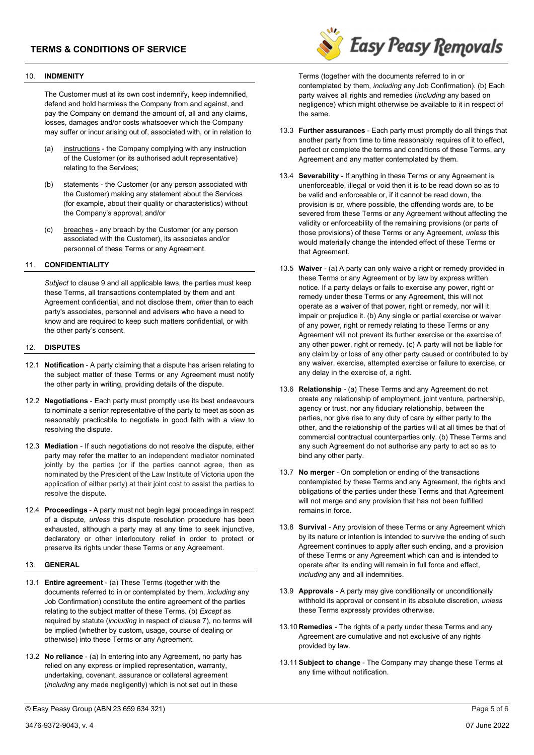## 10. INDMENITY

The Customer must at its own cost indemnify, keep indemnified, defend and hold harmless the Company from and against, and pay the Company on demand the amount of, all and any claims, losses, damages and/or costs whatsoever which the Company may suffer or incur arising out of, associated with, or in relation to

(a) instructions - the Company complying with any instruction of the Customer (or its authorised adult representative) relating to the Services;

(b) statements - the Customer (or any person associated with the Customer) making any statement about the Services (for example, about their quality or characteristics) without the Company's approval; and/or

(c) breaches - any breach by the Customer (or any person associated with the Customer), its associates and/or personnel of these Terms or any Agreement.

## 11. CONFIDENTIALITY

*Subject* to clause 9 and all applicable laws, the parties must keep these Terms, all transactions contemplated by them and ant Agreement confidential, and not disclose them, *other* than to each party's associates, personnel and advisers who have a need to know and are required to keep such matters confidential, or with the other party's consent.

## 12. DISPUTES

12.1 **Notification** - A party claiming that a dispute has arisen relating to the subject matter of these Terms or any Agreement must notify the other party in writing, providing details of the dispute.

12.2 **Negotiations** - Each party must promptly use its best endeavours to nominate a senior representative of the party to meet as soon as reasonably practicable to negotiate in good faith with a view to resolving the dispute.

12.3 **Mediation** - If such negotiations do not resolve the dispute, either party may refer the matter to an independent mediator nominated jointly by the parties (or if the parties cannot agree, then as nominated by the President of the Law Institute of Victoria upon the application of either party) at their joint cost to assist the parties to resolve the dispute.

12.4 **Proceedings** - A party must not begin legal proceedings in respect of a dispute, *unless* this dispute resolution procedure has been exhausted, although a party may at any time to seek injunctive, declaratory or other interlocutory relief in order to protect or preserve its rights under these Terms or any Agreement.

## 13. GENERAL

13.1 **Entire agreement** - (a) These Terms (together with the documents referred to in or contemplated by them, *including* any Job Confirmation) constitute the entire agreement of the parties relating to the subject matter of these Terms. (b) *Except* as required by statute (*including* in respect of clause 7), no terms will be implied (whether by custom, usage, course of dealing or otherwise) into these Terms or any Agreement.

13.2 **No reliance** - (a) In entering into any Agreement, no party has relied on any express or implied representation, warranty, undertaking, covenant, assurance or collateral agreement (*including* any made negligently) which is not set out in these Terms (together with the documents referred to in or contemplated by them, *including* any Job Confirmation). (b) Each party waives all rights and remedies (*including* any based on negligence) which might otherwise be available to it in respect of the same.

13.3 **Further assurances** - Each party must promptly do all things that another party from time to time reasonably requires of it to effect, perfect or complete the terms and conditions of these Terms, any Agreement and any matter contemplated by them.

13.4 **Severability** - If anything in these Terms or any Agreement is unenforceable, illegal or void then it is to be read down so as to be valid and enforceable or, if it cannot be read down, the provision is or, where possible, the offending words are, to be severed from these Terms or any Agreement without affecting the validity or enforceability of the remaining provisions (or parts of those provisions) of these Terms or any Agreement, *unless* this would materially change the intended effect of these Terms or that Agreement.

13.5 **Waiver** - (a) A party can only waive a right or remedy provided in these Terms or any Agreement or by law by express written notice. If a party delays or fails to exercise any power, right or remedy under these Terms or any Agreement, this will not operate as a waiver of that power, right or remedy, nor will it impair or prejudice it. (b) Any single or partial exercise or waiver of any power, right or remedy relating to these Terms or any Agreement will not prevent its further exercise or the exercise of any other power, right or remedy. (c) A party will not be liable for any claim by or loss of any other party caused or contributed to by any waiver, exercise, attempted exercise or failure to exercise, or any delay in the exercise of, a right.

13.6 **Relationship** - (a) These Terms and any Agreement do not create any relationship of employment, joint venture, partnership, agency or trust, nor any fiduciary relationship, between the parties, nor give rise to any duty of care by either party to the other, and the relationship of the parties will at all times be that of commercial contractual counterparties only. (b) These Terms and any such Agreement do not authorise any party to act so as to bind any other party.

13.7 **No merger** - On completion or ending of the transactions contemplated by these Terms and any Agreement, the rights and obligations of the parties under these Terms and that Agreement will not merge and any provision that has not been fulfilled remains in force.

13.8 **Survival** - Any provision of these Terms or any Agreement which by its nature or intention is intended to survive the ending of such Agreement continues to apply after such ending, and a provision of these Terms or any Agreement which can and is intended to operate after its ending will remain in full force and effect, *including* any and all indemnities.

13.9 **Approvals** - A party may give conditionally or unconditionally withhold its approval or consent in its absolute discretion, *unless* these Terms expressly provides otherwise.

13.10 **Remedies** - The rights of a party under these Terms and any Agreement are cumulative and not exclusive of any rights provided by law.

13.11 **Subject to change** - The Company may change these Terms at any time without notification.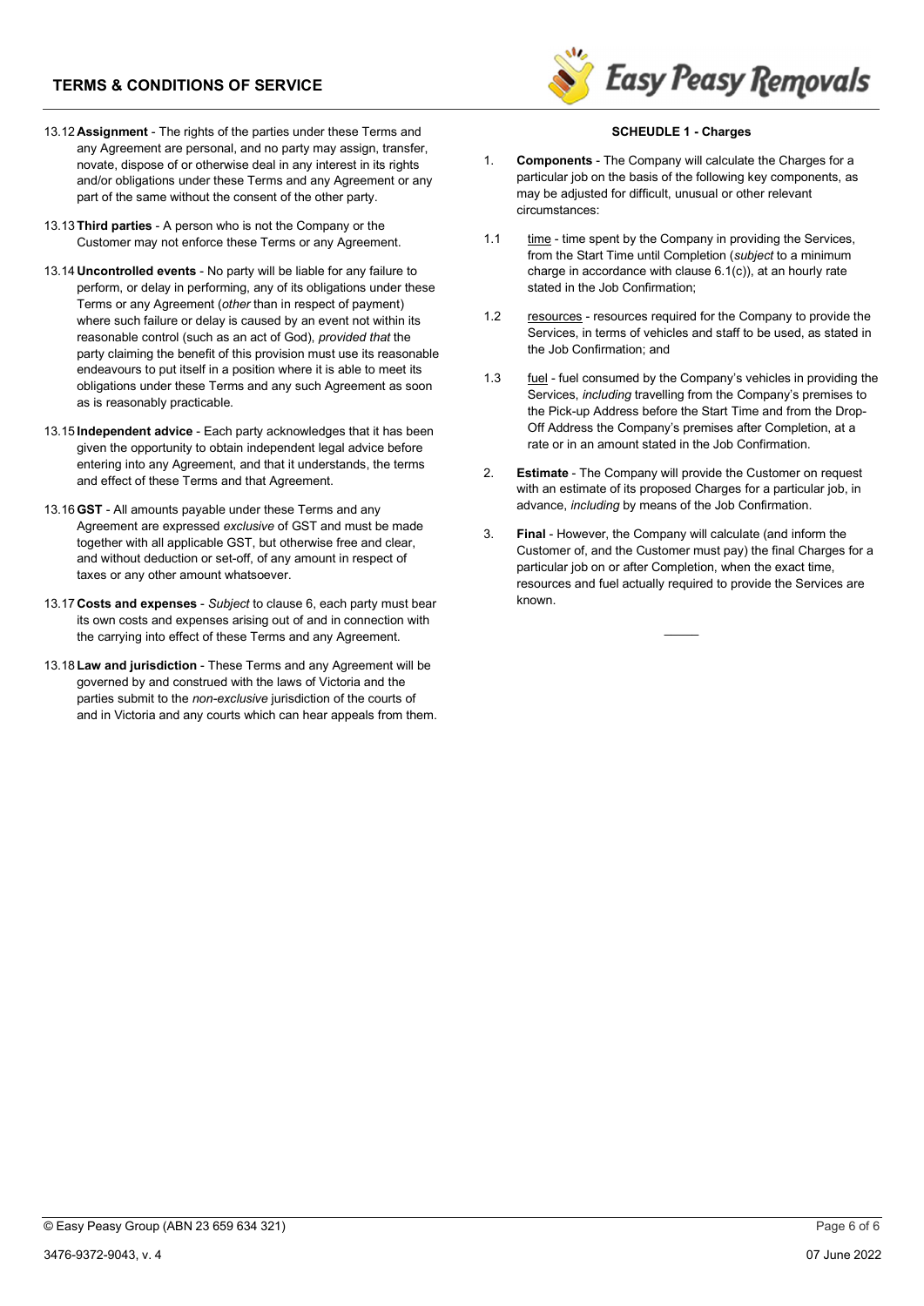13.12 **Assignment** - The rights of the parties under these Terms and any Agreement are personal, and no party may assign, transfer, novate, dispose of or otherwise deal in any interest in its rights and/or obligations under these Terms and any Agreement or any part of the same without the consent of the other party.

13.13 **Third parties** - A person who is not the Company or the Customer may not enforce these Terms or any Agreement.

13.14 **Uncontrolled events** - No party will be liable for any failure to perform, or delay in performing, any of its obligations under these Terms or any Agreement (*other* than in respect of payment) where such failure or delay is caused by an event not within its reasonable control (such as an act of God), *provided that* the party claiming the benefit of this provision must use its reasonable endeavours to put itself in a position where it is able to meet its obligations under these Terms and any such Agreement as soon as is reasonably practicable.

13.15 **Independent advice** - Each party acknowledges that it has been given the opportunity to obtain independent legal advice before entering into any Agreement, and that it understands, the terms and effect of these Terms and that Agreement.

13.16 **GST** - All amounts payable under these Terms and any Agreement are expressed *exclusive* of GST and must be made together with all applicable GST, but otherwise free and clear, and without deduction or set-off, of any amount in respect of taxes or any other amount whatsoever.

13.17 **Costs and expenses** - *Subject* to clause 6, each party must bear its own costs and expenses arising out of and in connection with the carrying into effect of these Terms and any Agreement.

13.18 **Law and jurisdiction** - These Terms and any Agreement will be governed by and construed with the laws of Victoria and the parties submit to the *non-exclusive* jurisdiction of the courts of and in Victoria and any courts which can hear appeals from them.

**SCHEUDLE 1 - Charges**

1. **Components** - The Company will calculate the Charges for a particular job on the basis of the following key components, as may be adjusted for difficult, unusual or other relevant circumstances:

1.1 time - time spent by the Company in providing the Services, from the Start Time until Completion (*subject* to a minimum charge in accordance with clause 6.1(c)), at an hourly rate stated in the Job Confirmation;

1.2 resources - resources required for the Company to provide the Services, in terms of vehicles and staff to be used, as stated in the Job Confirmation; and

1.3 fuel - fuel consumed by the Company's vehicles in providing the Services, *including* travelling from the Company's premises to the Pick-up Address before the Start Time and from the Drop-Off Address the Company's premises after Completion, at a rate or in an amount stated in the Job Confirmation.

2. **Estimate** - The Company will provide the Customer on request with an estimate of its proposed Charges for a particular job, in advance, *including* by means of the Job Confirmation.

3. **Final** - However, the Company will calculate (and inform the Customer of, and the Customer must pay) the final Charges for a particular job on or after Completion, when the exact time, resources and fuel actually required to provide the Services are known.

_____